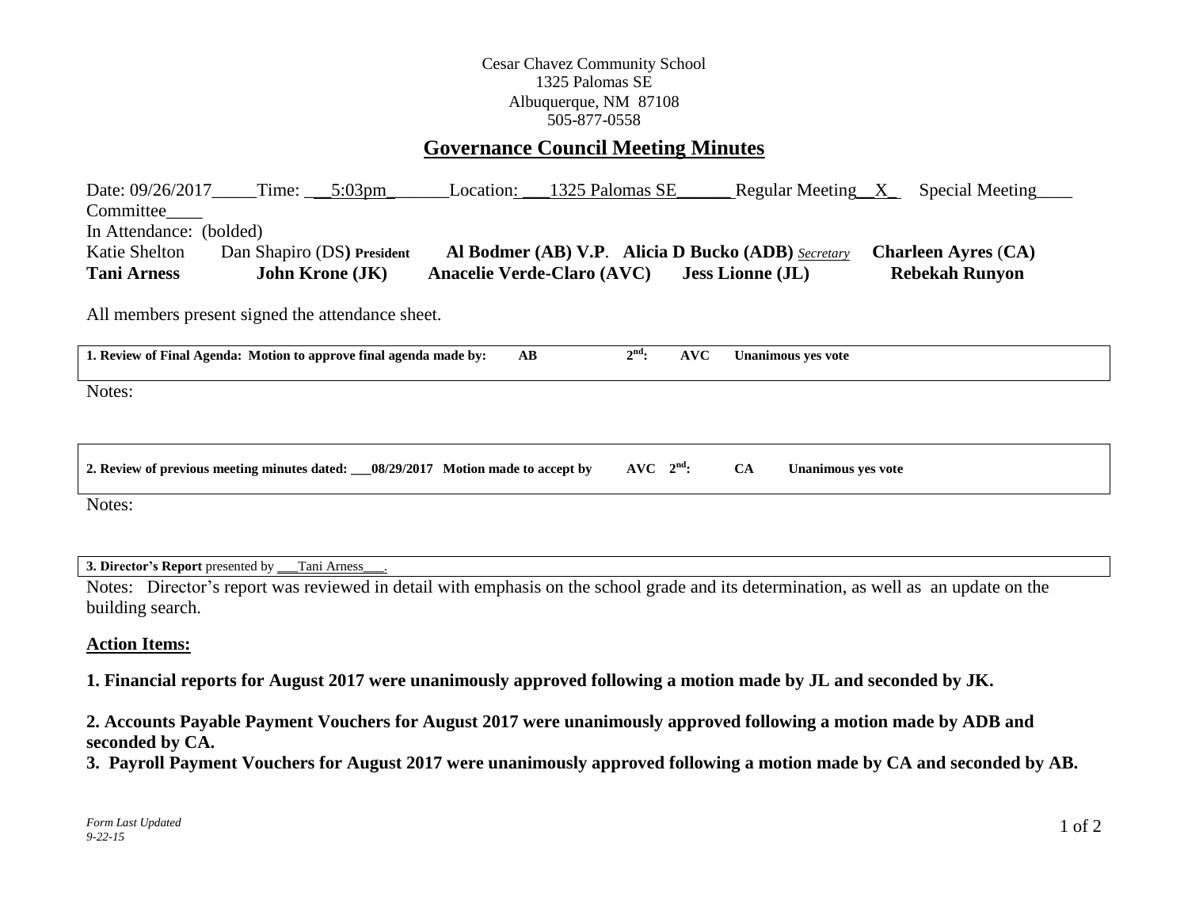Cesar Chavez Community School
1325 Palomas SE
Albuquerque, NM 87108
505-877-0558

# Governance Council Meeting Minutes

Date: 09/26/2017_____Time: ___5:03pm_______Location: ___1325 Palomas SE______ Regular Meeting__X_ Special Meeting____ Committee____

In Attendance: (bolded)

Katie Shelton Dan Shapiro (DS) President **Al Bodmer (AB) V.P. Alicia D Bucko (ADB)** *Secretary* **Charleen Ayres (CA)**
**Tani Arness John Krone (JK) Anacelie Verde-Claro (AVC) Jess Lionne (JL) Rebekah Runyon**

All members present signed the attendance sheet.

**1. Review of Final Agenda: Motion to approve final agenda made by: AB 2nd: AVC Unanimous yes vote**

Notes:

**2. Review of previous meeting minutes dated: ___08/29/2017 Motion made to accept by AVC 2nd: CA Unanimous yes vote**

Notes:

**3. Director's Report** presented by ___Tani Arness___.

Notes: Director's report was reviewed in detail with emphasis on the school grade and its determination, as well as an update on the building search.

**Action Items:**

**1. Financial reports for August 2017 were unanimously approved following a motion made by JL and seconded by JK.**

**2. Accounts Payable Payment Vouchers for August 2017 were unanimously approved following a motion made by ADB and seconded by CA.**

**3. Payroll Payment Vouchers for August 2017 were unanimously approved following a motion made by CA and seconded by AB.**

*Form Last Updated 9-22-15*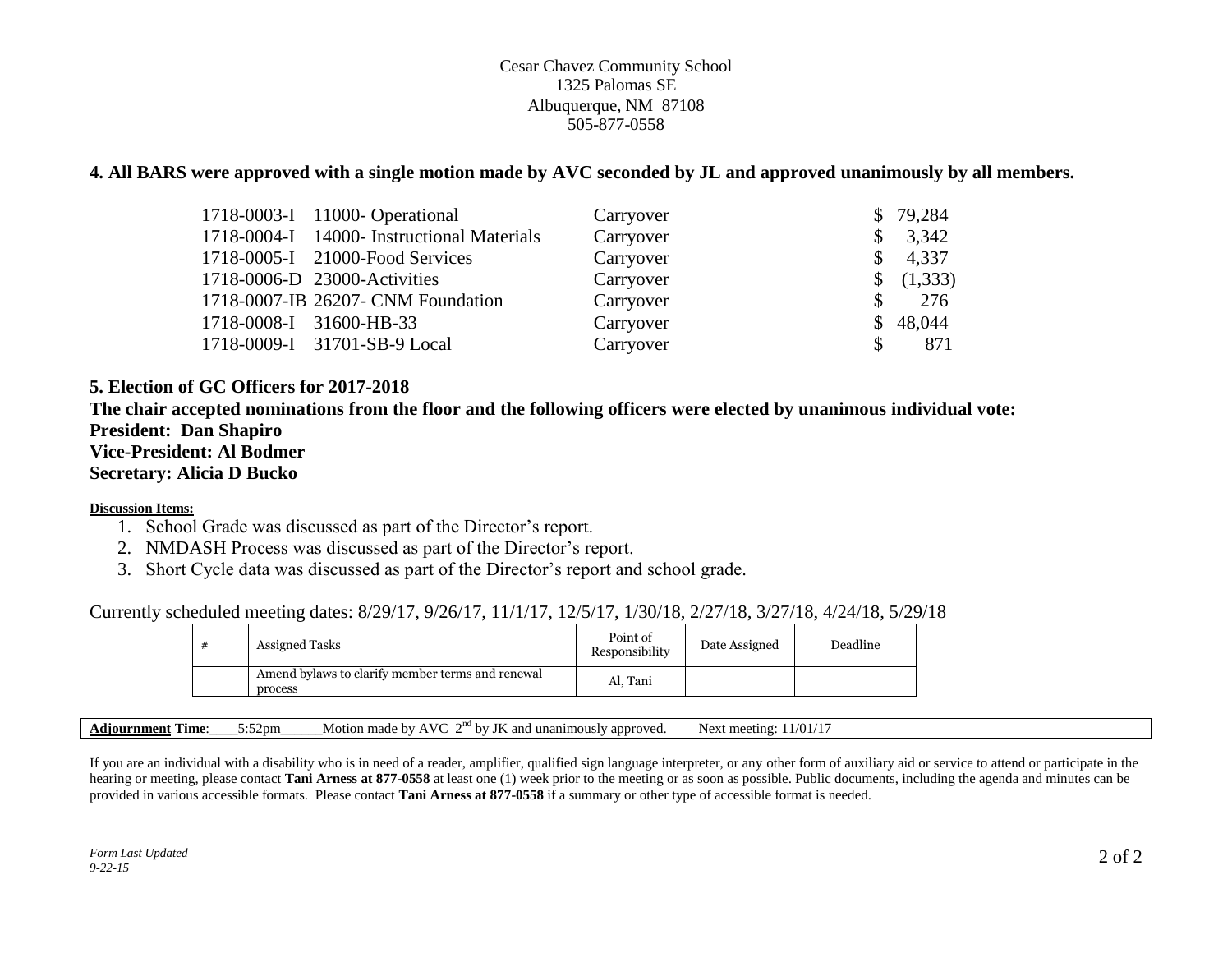Cesar Chavez Community School
1325 Palomas SE
Albuquerque, NM 87108
505-877-0558

**4. All BARS were approved with a single motion made by AVC seconded by JL and approved unanimously by all members.**

| | | | |
|---|---|---|---|
| 1718-0003-I | 11000- Operational | Carryover | $ 79,284 |
| 1718-0004-I | 14000- Instructional Materials | Carryover | $ 3,342 |
| 1718-0005-I | 21000-Food Services | Carryover | $ 4,337 |
| 1718-0006-D | 23000-Activities | Carryover | $ (1,333) |
| 1718-0007-IB | 26207- CNM Foundation | Carryover | $ 276 |
| 1718-0008-I | 31600-HB-33 | Carryover | $ 48,044 |
| 1718-0009-I | 31701-SB-9 Local | Carryover | $ 871 |

**5. Election of GC Officers for 2017-2018**
**The chair accepted nominations from the floor and the following officers were elected by unanimous individual vote:**
**President: Dan Shapiro**
**Vice-President: Al Bodmer**
**Secretary: Alicia D Bucko**

**Discussion Items:**

1. School Grade was discussed as part of the Director's report.
2. NMDASH Process was discussed as part of the Director's report.
3. Short Cycle data was discussed as part of the Director's report and school grade.

Currently scheduled meeting dates: 8/29/17, 9/26/17, 11/1/17, 12/5/17, 1/30/18, 2/27/18, 3/27/18, 4/24/18, 5/29/18

| # | Assigned Tasks | Point of Responsibility | Date Assigned | Deadline |
|---|---|---|---|---|
| | Amend bylaws to clarify member terms and renewal process | Al, Tani | | |

**Adjournment Time**:____5:52pm______Motion made by AVC 2nd by JK and unanimously approved. Next meeting: 11/01/17

If you are an individual with a disability who is in need of a reader, amplifier, qualified sign language interpreter, or any other form of auxiliary aid or service to attend or participate in the hearing or meeting, please contact **Tani Arness at 877-0558** at least one (1) week prior to the meeting or as soon as possible. Public documents, including the agenda and minutes can be provided in various accessible formats. Please contact **Tani Arness at 877-0558** if a summary or other type of accessible format is needed.

*Form Last Updated 9-22-15*